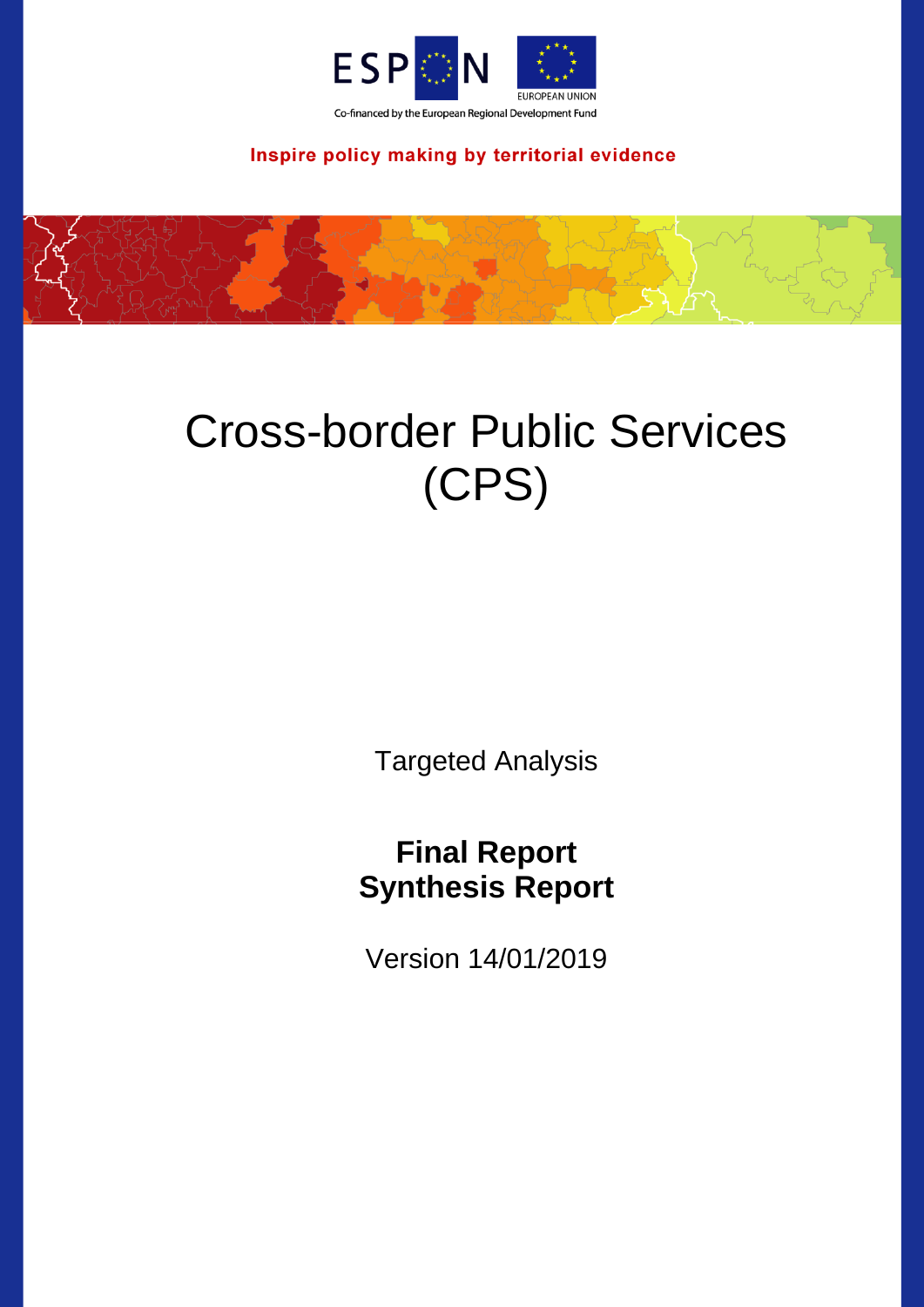ESPON

EUROPEAN UNION

Co-financed by the European Regional Development Fund

**Inspire policy making by territorial evidence**

# Cross-border Public Services (CPS)

Targeted Analysis

**Final Report**
**Synthesis Report**

Version 14/01/2019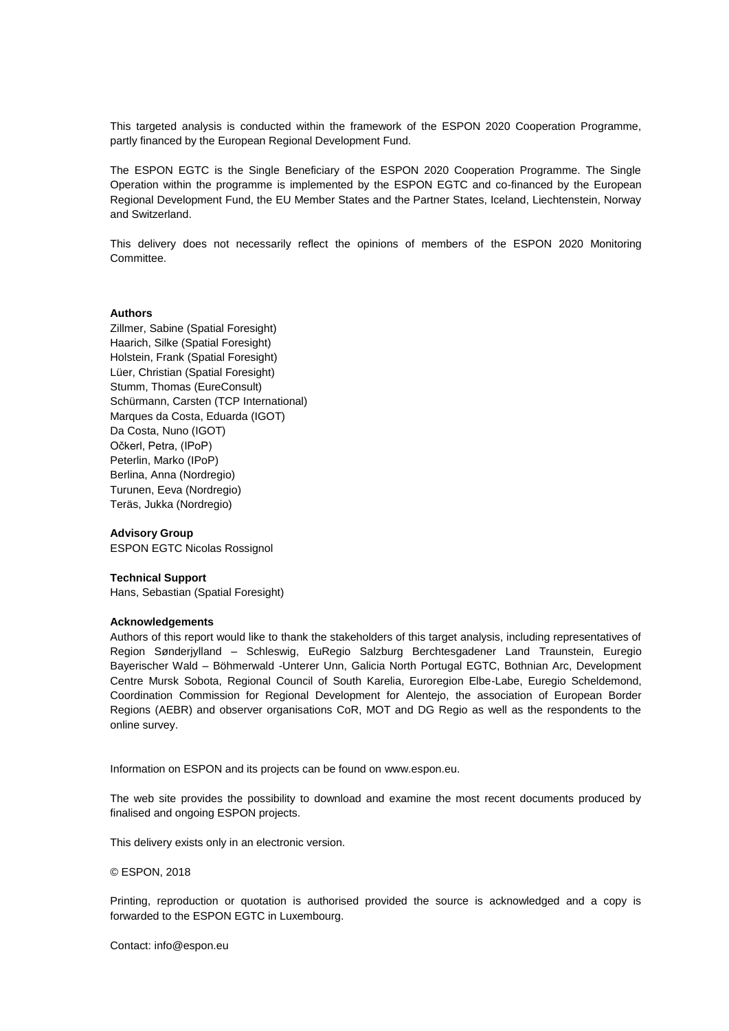This targeted analysis is conducted within the framework of the ESPON 2020 Cooperation Programme, partly financed by the European Regional Development Fund.

The ESPON EGTC is the Single Beneficiary of the ESPON 2020 Cooperation Programme. The Single Operation within the programme is implemented by the ESPON EGTC and co-financed by the European Regional Development Fund, the EU Member States and the Partner States, Iceland, Liechtenstein, Norway and Switzerland.

This delivery does not necessarily reflect the opinions of members of the ESPON 2020 Monitoring Committee.

**Authors**

Zillmer, Sabine (Spatial Foresight)
Haarich, Silke (Spatial Foresight)
Holstein, Frank (Spatial Foresight)
Lüer, Christian (Spatial Foresight)
Stumm, Thomas (EureConsult)
Schürmann, Carsten (TCP International)
Marques da Costa, Eduarda (IGOT)
Da Costa, Nuno (IGOT)
Očkerl, Petra, (IPoP)
Peterlin, Marko (IPoP)
Berlina, Anna (Nordregio)
Turunen, Eeva (Nordregio)
Teräs, Jukka (Nordregio)

**Advisory Group**

ESPON EGTC Nicolas Rossignol

**Technical Support**

Hans, Sebastian (Spatial Foresight)

**Acknowledgements**

Authors of this report would like to thank the stakeholders of this target analysis, including representatives of Region Sønderjylland – Schleswig, EuRegio Salzburg Berchtesgadener Land Traunstein, Euregio Bayerischer Wald – Böhmerwald -Unterer Unn, Galicia North Portugal EGTC, Bothnian Arc, Development Centre Mursk Sobota, Regional Council of South Karelia, Euroregion Elbe-Labe, Euregio Scheldemond, Coordination Commission for Regional Development for Alentejo, the association of European Border Regions (AEBR) and observer organisations CoR, MOT and DG Regio as well as the respondents to the online survey.

Information on ESPON and its projects can be found on www.espon.eu.

The web site provides the possibility to download and examine the most recent documents produced by finalised and ongoing ESPON projects.

This delivery exists only in an electronic version.

© ESPON, 2018

Printing, reproduction or quotation is authorised provided the source is acknowledged and a copy is forwarded to the ESPON EGTC in Luxembourg.

Contact: info@espon.eu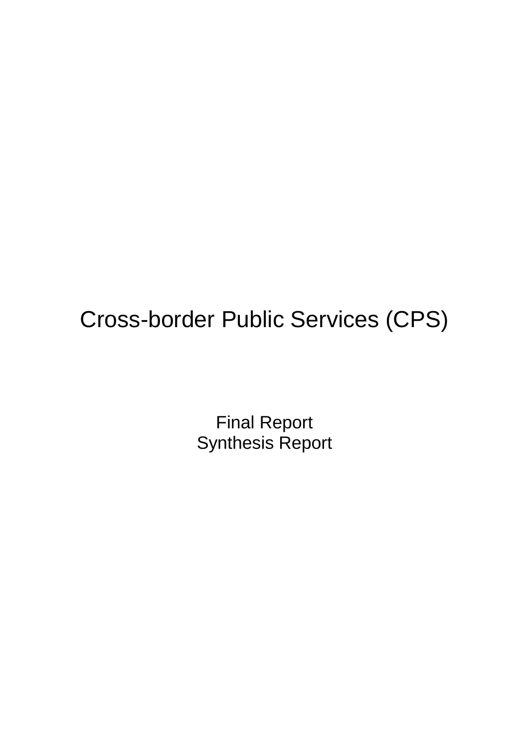# Cross-border Public Services (CPS)

Final Report
Synthesis Report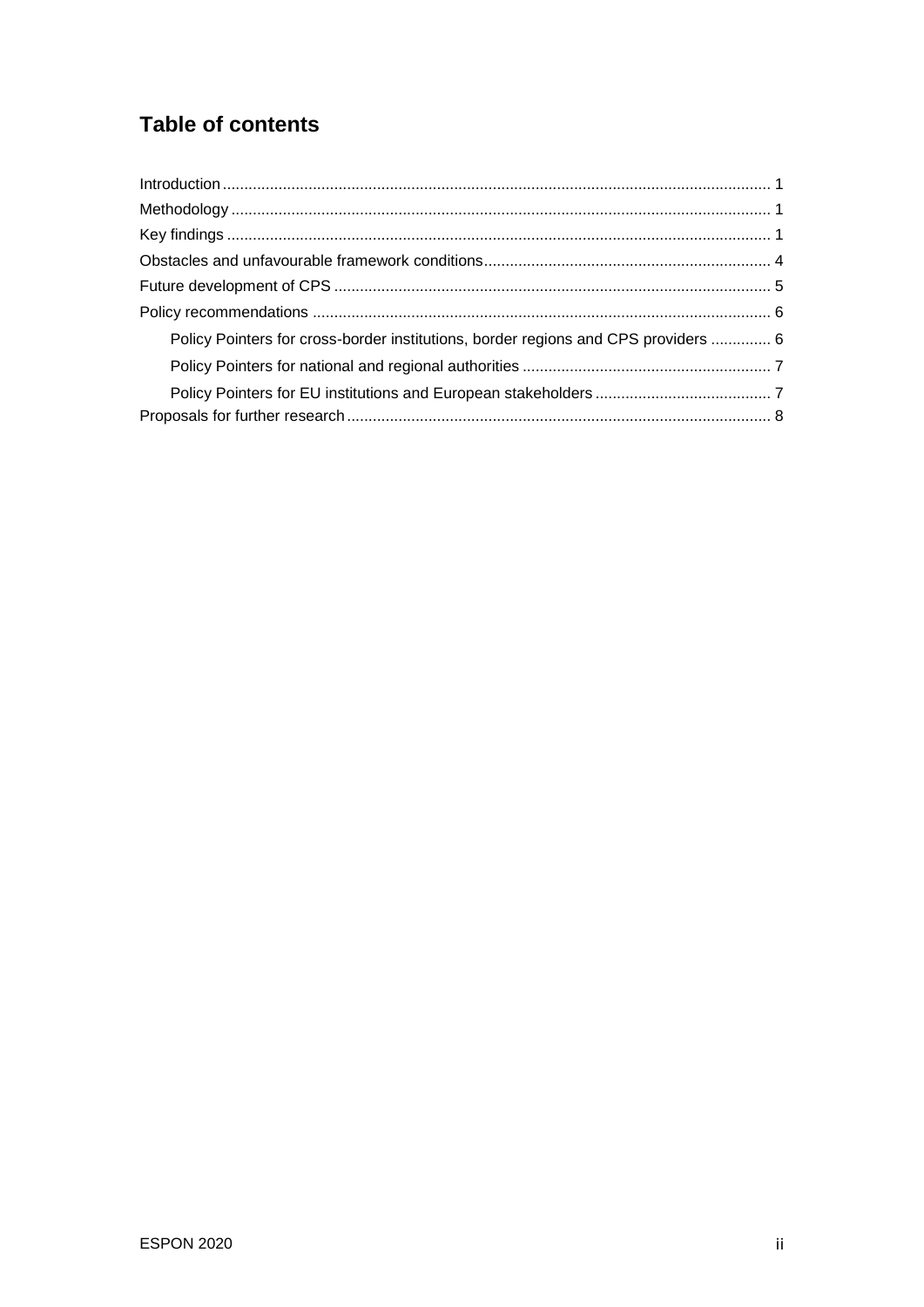## Table of contents

Introduction ............................................................................................................................. 1
Methodology ............................................................................................................................ 1
Key findings ............................................................................................................................. 1
Obstacles and unfavourable framework conditions.................................................................. 4
Future development of CPS ..................................................................................................... 5
Policy recommendations .......................................................................................................... 6
    Policy Pointers for cross-border institutions, border regions and CPS providers .............. 6
    Policy Pointers for national and regional authorities .......................................................... 7
    Policy Pointers for EU institutions and European stakeholders ......................................... 7
Proposals for further research.................................................................................................. 8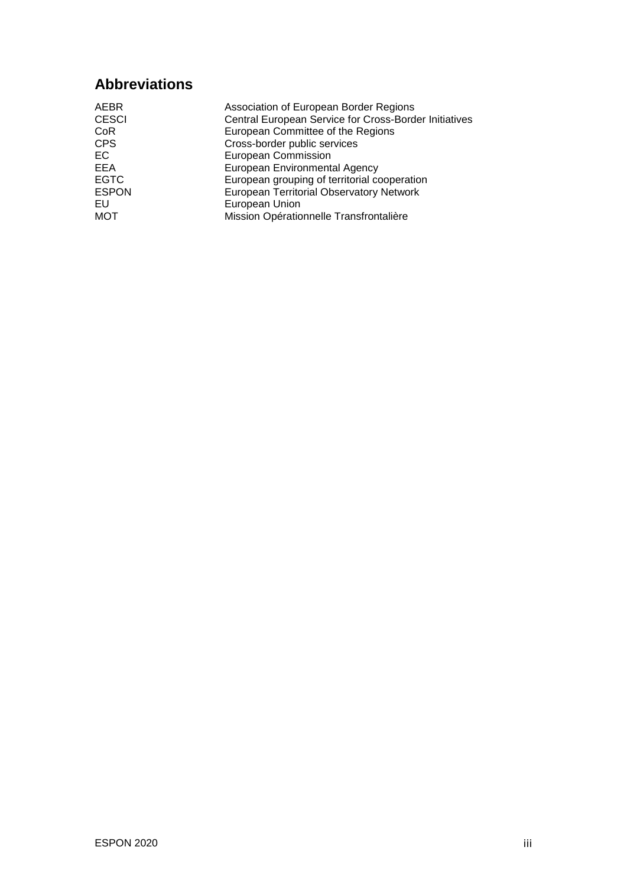## Abbreviations

| | |
|---|---|
| AEBR | Association of European Border Regions |
| CESCI | Central European Service for Cross-Border Initiatives |
| CoR | European Committee of the Regions |
| CPS | Cross-border public services |
| EC | European Commission |
| EEA | European Environmental Agency |
| EGTC | European grouping of territorial cooperation |
| ESPON | European Territorial Observatory Network |
| EU | European Union |
| MOT | Mission Opérationnelle Transfrontalière |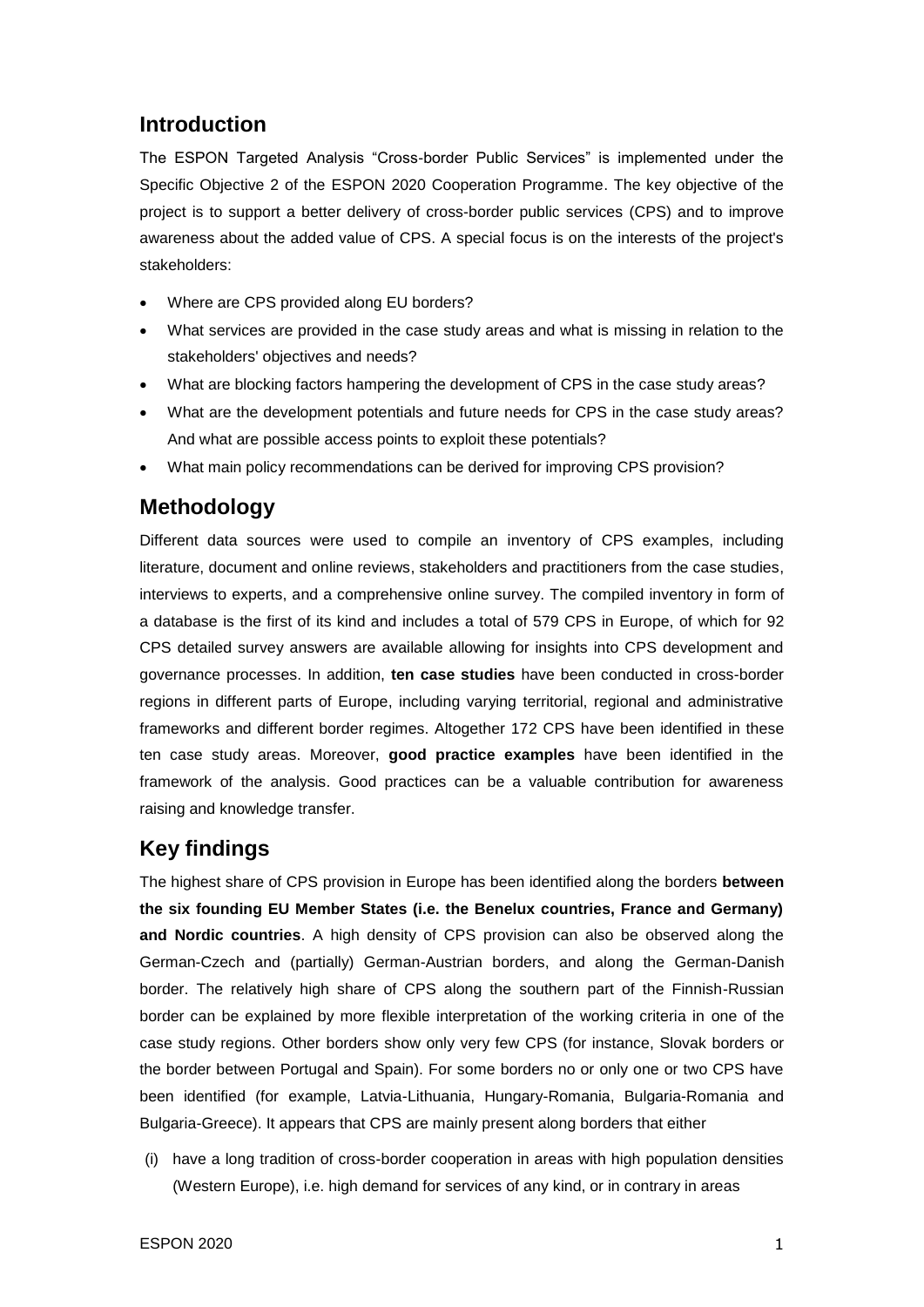## Introduction

The ESPON Targeted Analysis "Cross-border Public Services" is implemented under the Specific Objective 2 of the ESPON 2020 Cooperation Programme. The key objective of the project is to support a better delivery of cross-border public services (CPS) and to improve awareness about the added value of CPS. A special focus is on the interests of the project's stakeholders:

- Where are CPS provided along EU borders?
- What services are provided in the case study areas and what is missing in relation to the stakeholders' objectives and needs?
- What are blocking factors hampering the development of CPS in the case study areas?
- What are the development potentials and future needs for CPS in the case study areas? And what are possible access points to exploit these potentials?
- What main policy recommendations can be derived for improving CPS provision?

## Methodology

Different data sources were used to compile an inventory of CPS examples, including literature, document and online reviews, stakeholders and practitioners from the case studies, interviews to experts, and a comprehensive online survey. The compiled inventory in form of a database is the first of its kind and includes a total of 579 CPS in Europe, of which for 92 CPS detailed survey answers are available allowing for insights into CPS development and governance processes. In addition, **ten case studies** have been conducted in cross-border regions in different parts of Europe, including varying territorial, regional and administrative frameworks and different border regimes. Altogether 172 CPS have been identified in these ten case study areas. Moreover, **good practice examples** have been identified in the framework of the analysis. Good practices can be a valuable contribution for awareness raising and knowledge transfer.

## Key findings

The highest share of CPS provision in Europe has been identified along the borders **between the six founding EU Member States (i.e. the Benelux countries, France and Germany) and Nordic countries**. A high density of CPS provision can also be observed along the German-Czech and (partially) German-Austrian borders, and along the German-Danish border. The relatively high share of CPS along the southern part of the Finnish-Russian border can be explained by more flexible interpretation of the working criteria in one of the case study regions. Other borders show only very few CPS (for instance, Slovak borders or the border between Portugal and Spain). For some borders no or only one or two CPS have been identified (for example, Latvia-Lithuania, Hungary-Romania, Bulgaria-Romania and Bulgaria-Greece). It appears that CPS are mainly present along borders that either

(i) have a long tradition of cross-border cooperation in areas with high population densities (Western Europe), i.e. high demand for services of any kind, or in contrary in areas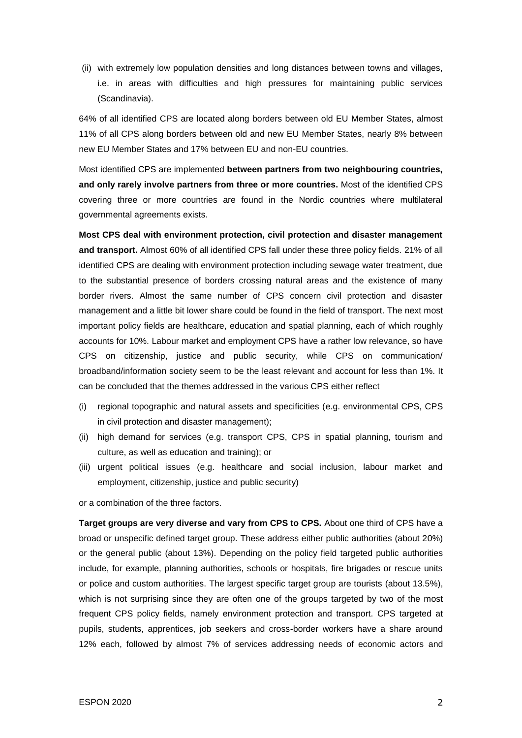(ii) with extremely low population densities and long distances between towns and villages, i.e. in areas with difficulties and high pressures for maintaining public services (Scandinavia).

64% of all identified CPS are located along borders between old EU Member States, almost 11% of all CPS along borders between old and new EU Member States, nearly 8% between new EU Member States and 17% between EU and non-EU countries.

Most identified CPS are implemented **between partners from two neighbouring countries, and only rarely involve partners from three or more countries.** Most of the identified CPS covering three or more countries are found in the Nordic countries where multilateral governmental agreements exists.

**Most CPS deal with environment protection, civil protection and disaster management and transport.** Almost 60% of all identified CPS fall under these three policy fields. 21% of all identified CPS are dealing with environment protection including sewage water treatment, due to the substantial presence of borders crossing natural areas and the existence of many border rivers. Almost the same number of CPS concern civil protection and disaster management and a little bit lower share could be found in the field of transport. The next most important policy fields are healthcare, education and spatial planning, each of which roughly accounts for 10%. Labour market and employment CPS have a rather low relevance, so have CPS on citizenship, justice and public security, while CPS on communication/ broadband/information society seem to be the least relevant and account for less than 1%. It can be concluded that the themes addressed in the various CPS either reflect

(i) regional topographic and natural assets and specificities (e.g. environmental CPS, CPS in civil protection and disaster management);
(ii) high demand for services (e.g. transport CPS, CPS in spatial planning, tourism and culture, as well as education and training); or
(iii) urgent political issues (e.g. healthcare and social inclusion, labour market and employment, citizenship, justice and public security)

or a combination of the three factors.

**Target groups are very diverse and vary from CPS to CPS.** About one third of CPS have a broad or unspecific defined target group. These address either public authorities (about 20%) or the general public (about 13%). Depending on the policy field targeted public authorities include, for example, planning authorities, schools or hospitals, fire brigades or rescue units or police and custom authorities. The largest specific target group are tourists (about 13.5%), which is not surprising since they are often one of the groups targeted by two of the most frequent CPS policy fields, namely environment protection and transport. CPS targeted at pupils, students, apprentices, job seekers and cross-border workers have a share around 12% each, followed by almost 7% of services addressing needs of economic actors and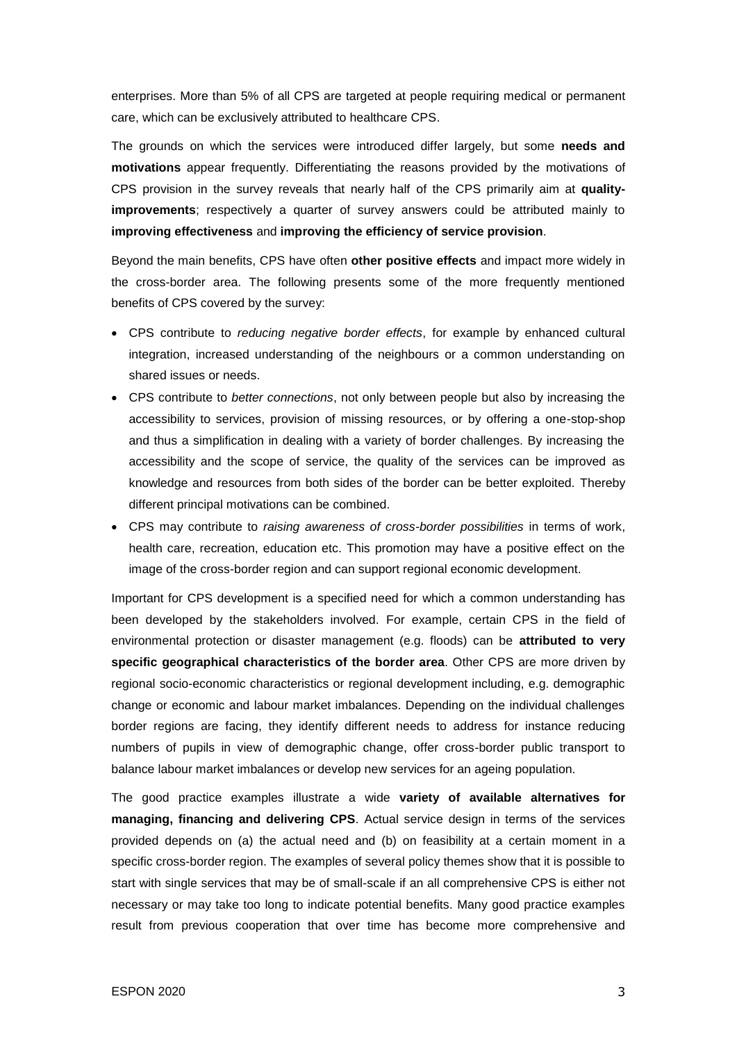enterprises. More than 5% of all CPS are targeted at people requiring medical or permanent care, which can be exclusively attributed to healthcare CPS.

The grounds on which the services were introduced differ largely, but some **needs and motivations** appear frequently. Differentiating the reasons provided by the motivations of CPS provision in the survey reveals that nearly half of the CPS primarily aim at **quality-improvements**; respectively a quarter of survey answers could be attributed mainly to **improving effectiveness** and **improving the efficiency of service provision**.

Beyond the main benefits, CPS have often **other positive effects** and impact more widely in the cross-border area. The following presents some of the more frequently mentioned benefits of CPS covered by the survey:

- CPS contribute to *reducing negative border effects*, for example by enhanced cultural integration, increased understanding of the neighbours or a common understanding on shared issues or needs.
- CPS contribute to *better connections*, not only between people but also by increasing the accessibility to services, provision of missing resources, or by offering a one-stop-shop and thus a simplification in dealing with a variety of border challenges. By increasing the accessibility and the scope of service, the quality of the services can be improved as knowledge and resources from both sides of the border can be better exploited. Thereby different principal motivations can be combined.
- CPS may contribute to *raising awareness of cross-border possibilities* in terms of work, health care, recreation, education etc. This promotion may have a positive effect on the image of the cross-border region and can support regional economic development.

Important for CPS development is a specified need for which a common understanding has been developed by the stakeholders involved. For example, certain CPS in the field of environmental protection or disaster management (e.g. floods) can be **attributed to very specific geographical characteristics of the border area**. Other CPS are more driven by regional socio-economic characteristics or regional development including, e.g. demographic change or economic and labour market imbalances. Depending on the individual challenges border regions are facing, they identify different needs to address for instance reducing numbers of pupils in view of demographic change, offer cross-border public transport to balance labour market imbalances or develop new services for an ageing population.

The good practice examples illustrate a wide **variety of available alternatives for managing, financing and delivering CPS**. Actual service design in terms of the services provided depends on (a) the actual need and (b) on feasibility at a certain moment in a specific cross-border region. The examples of several policy themes show that it is possible to start with single services that may be of small-scale if an all comprehensive CPS is either not necessary or may take too long to indicate potential benefits. Many good practice examples result from previous cooperation that over time has become more comprehensive and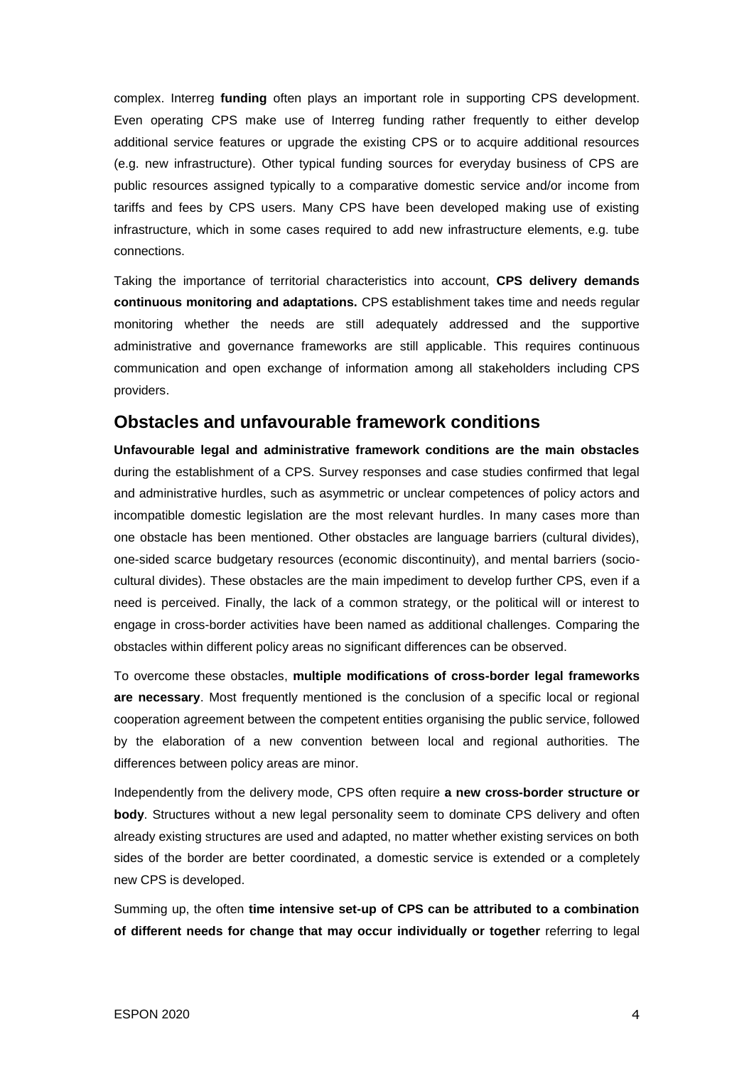complex. Interreg **funding** often plays an important role in supporting CPS development. Even operating CPS make use of Interreg funding rather frequently to either develop additional service features or upgrade the existing CPS or to acquire additional resources (e.g. new infrastructure). Other typical funding sources for everyday business of CPS are public resources assigned typically to a comparative domestic service and/or income from tariffs and fees by CPS users. Many CPS have been developed making use of existing infrastructure, which in some cases required to add new infrastructure elements, e.g. tube connections.

Taking the importance of territorial characteristics into account, **CPS delivery demands continuous monitoring and adaptations.** CPS establishment takes time and needs regular monitoring whether the needs are still adequately addressed and the supportive administrative and governance frameworks are still applicable. This requires continuous communication and open exchange of information among all stakeholders including CPS providers.

## Obstacles and unfavourable framework conditions

**Unfavourable legal and administrative framework conditions are the main obstacles** during the establishment of a CPS. Survey responses and case studies confirmed that legal and administrative hurdles, such as asymmetric or unclear competences of policy actors and incompatible domestic legislation are the most relevant hurdles. In many cases more than one obstacle has been mentioned. Other obstacles are language barriers (cultural divides), one-sided scarce budgetary resources (economic discontinuity), and mental barriers (socio-cultural divides). These obstacles are the main impediment to develop further CPS, even if a need is perceived. Finally, the lack of a common strategy, or the political will or interest to engage in cross-border activities have been named as additional challenges. Comparing the obstacles within different policy areas no significant differences can be observed.

To overcome these obstacles, **multiple modifications of cross-border legal frameworks are necessary**. Most frequently mentioned is the conclusion of a specific local or regional cooperation agreement between the competent entities organising the public service, followed by the elaboration of a new convention between local and regional authorities. The differences between policy areas are minor.

Independently from the delivery mode, CPS often require **a new cross-border structure or body**. Structures without a new legal personality seem to dominate CPS delivery and often already existing structures are used and adapted, no matter whether existing services on both sides of the border are better coordinated, a domestic service is extended or a completely new CPS is developed.

Summing up, the often **time intensive set-up of CPS can be attributed to a combination of different needs for change that may occur individually or together** referring to legal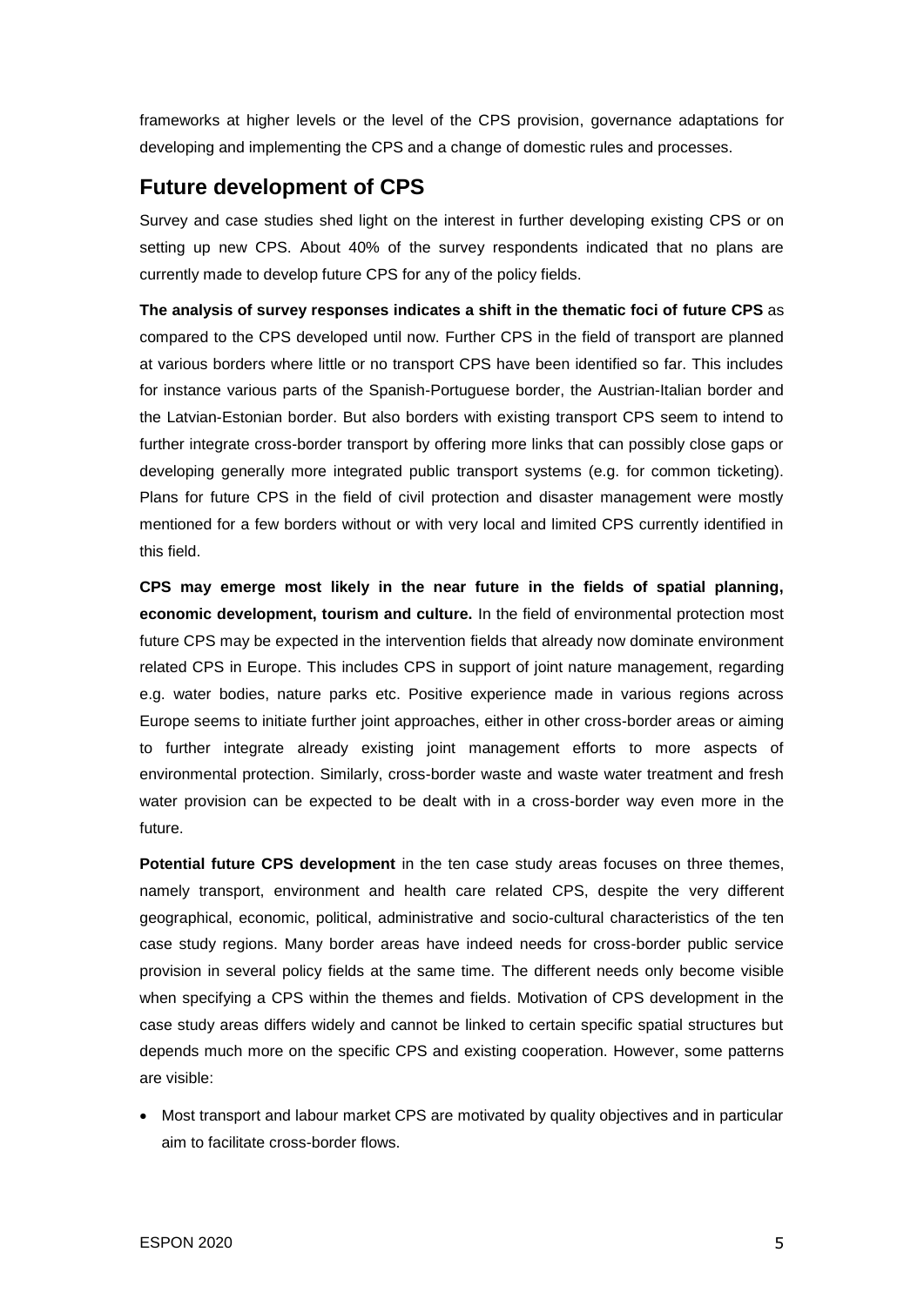frameworks at higher levels or the level of the CPS provision, governance adaptations for developing and implementing the CPS and a change of domestic rules and processes.

## Future development of CPS

Survey and case studies shed light on the interest in further developing existing CPS or on setting up new CPS. About 40% of the survey respondents indicated that no plans are currently made to develop future CPS for any of the policy fields.

**The analysis of survey responses indicates a shift in the thematic foci of future CPS** as compared to the CPS developed until now. Further CPS in the field of transport are planned at various borders where little or no transport CPS have been identified so far. This includes for instance various parts of the Spanish-Portuguese border, the Austrian-Italian border and the Latvian-Estonian border. But also borders with existing transport CPS seem to intend to further integrate cross-border transport by offering more links that can possibly close gaps or developing generally more integrated public transport systems (e.g. for common ticketing). Plans for future CPS in the field of civil protection and disaster management were mostly mentioned for a few borders without or with very local and limited CPS currently identified in this field.

**CPS may emerge most likely in the near future in the fields of spatial planning, economic development, tourism and culture.** In the field of environmental protection most future CPS may be expected in the intervention fields that already now dominate environment related CPS in Europe. This includes CPS in support of joint nature management, regarding e.g. water bodies, nature parks etc. Positive experience made in various regions across Europe seems to initiate further joint approaches, either in other cross-border areas or aiming to further integrate already existing joint management efforts to more aspects of environmental protection. Similarly, cross-border waste and waste water treatment and fresh water provision can be expected to be dealt with in a cross-border way even more in the future.

**Potential future CPS development** in the ten case study areas focuses on three themes, namely transport, environment and health care related CPS, despite the very different geographical, economic, political, administrative and socio-cultural characteristics of the ten case study regions. Many border areas have indeed needs for cross-border public service provision in several policy fields at the same time. The different needs only become visible when specifying a CPS within the themes and fields. Motivation of CPS development in the case study areas differs widely and cannot be linked to certain specific spatial structures but depends much more on the specific CPS and existing cooperation. However, some patterns are visible:

- Most transport and labour market CPS are motivated by quality objectives and in particular aim to facilitate cross-border flows.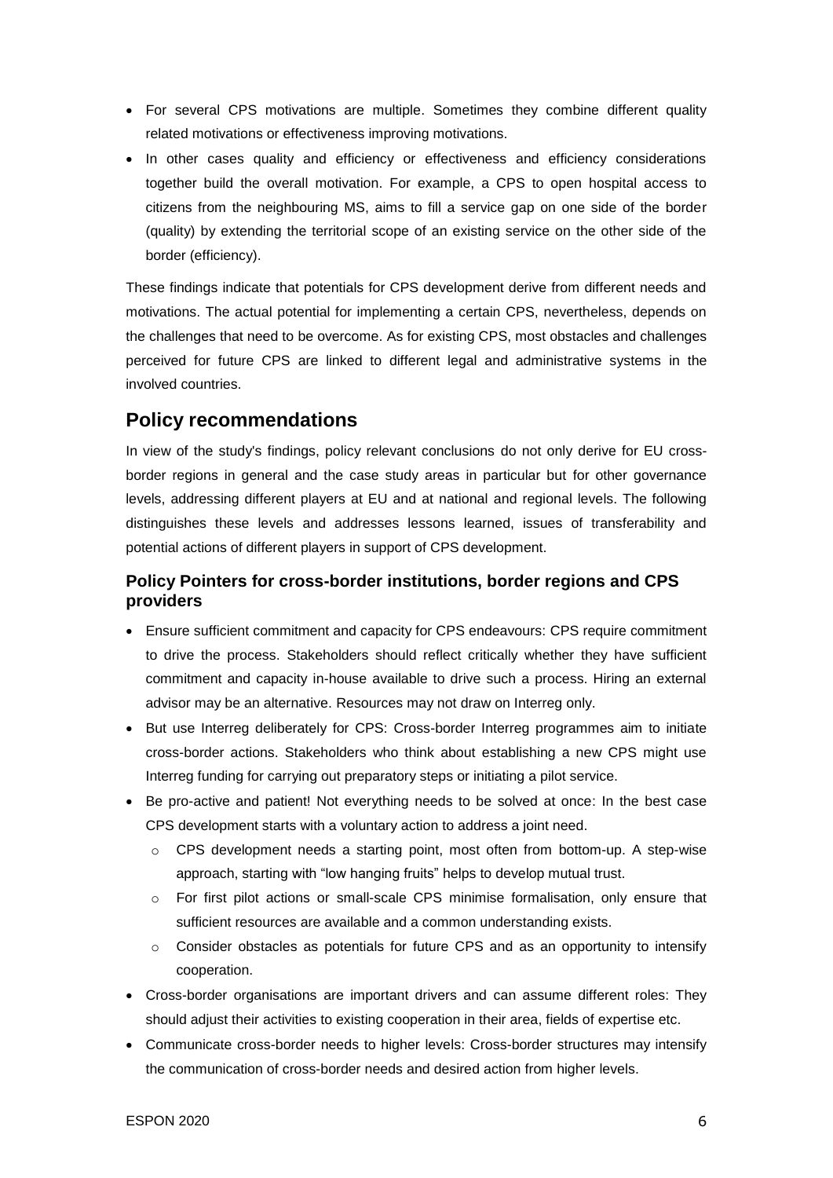- For several CPS motivations are multiple. Sometimes they combine different quality related motivations or effectiveness improving motivations.
- In other cases quality and efficiency or effectiveness and efficiency considerations together build the overall motivation. For example, a CPS to open hospital access to citizens from the neighbouring MS, aims to fill a service gap on one side of the border (quality) by extending the territorial scope of an existing service on the other side of the border (efficiency).

These findings indicate that potentials for CPS development derive from different needs and motivations. The actual potential for implementing a certain CPS, nevertheless, depends on the challenges that need to be overcome. As for existing CPS, most obstacles and challenges perceived for future CPS are linked to different legal and administrative systems in the involved countries.

## Policy recommendations

In view of the study's findings, policy relevant conclusions do not only derive for EU cross-border regions in general and the case study areas in particular but for other governance levels, addressing different players at EU and at national and regional levels. The following distinguishes these levels and addresses lessons learned, issues of transferability and potential actions of different players in support of CPS development.

### Policy Pointers for cross-border institutions, border regions and CPS providers

- Ensure sufficient commitment and capacity for CPS endeavours: CPS require commitment to drive the process. Stakeholders should reflect critically whether they have sufficient commitment and capacity in-house available to drive such a process. Hiring an external advisor may be an alternative. Resources may not draw on Interreg only.
- But use Interreg deliberately for CPS: Cross-border Interreg programmes aim to initiate cross-border actions. Stakeholders who think about establishing a new CPS might use Interreg funding for carrying out preparatory steps or initiating a pilot service.
- Be pro-active and patient! Not everything needs to be solved at once: In the best case CPS development starts with a voluntary action to address a joint need.
  - CPS development needs a starting point, most often from bottom-up. A step-wise approach, starting with “low hanging fruits” helps to develop mutual trust.
  - For first pilot actions or small-scale CPS minimise formalisation, only ensure that sufficient resources are available and a common understanding exists.
  - Consider obstacles as potentials for future CPS and as an opportunity to intensify cooperation.
- Cross-border organisations are important drivers and can assume different roles: They should adjust their activities to existing cooperation in their area, fields of expertise etc.
- Communicate cross-border needs to higher levels: Cross-border structures may intensify the communication of cross-border needs and desired action from higher levels.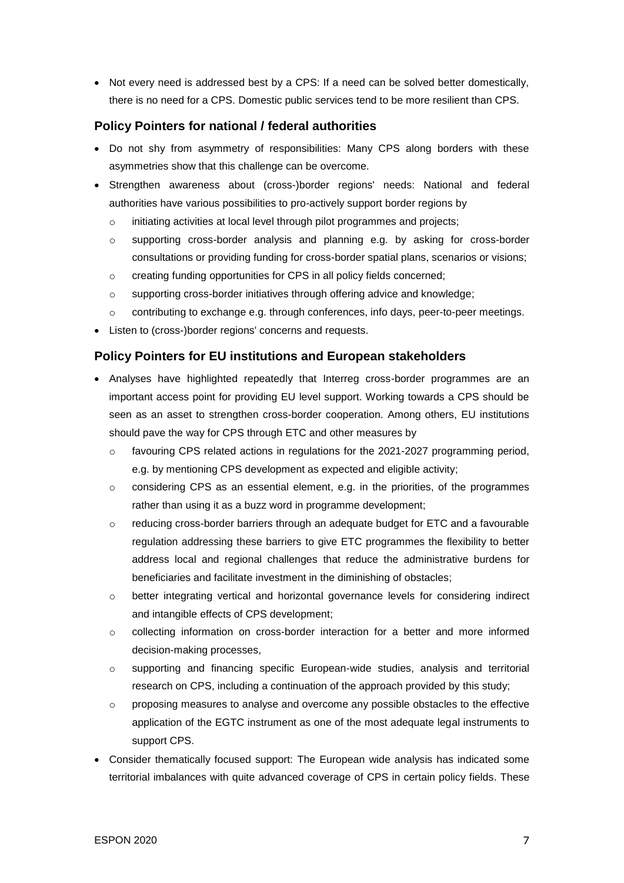- Not every need is addressed best by a CPS: If a need can be solved better domestically, there is no need for a CPS. Domestic public services tend to be more resilient than CPS.

### Policy Pointers for national / federal authorities

- Do not shy from asymmetry of responsibilities: Many CPS along borders with these asymmetries show that this challenge can be overcome.
- Strengthen awareness about (cross-)border regions' needs: National and federal authorities have various possibilities to pro-actively support border regions by
  - initiating activities at local level through pilot programmes and projects;
  - supporting cross-border analysis and planning e.g. by asking for cross-border consultations or providing funding for cross-border spatial plans, scenarios or visions;
  - creating funding opportunities for CPS in all policy fields concerned;
  - supporting cross-border initiatives through offering advice and knowledge;
  - contributing to exchange e.g. through conferences, info days, peer-to-peer meetings.
- Listen to (cross-)border regions' concerns and requests.

### Policy Pointers for EU institutions and European stakeholders

- Analyses have highlighted repeatedly that Interreg cross-border programmes are an important access point for providing EU level support. Working towards a CPS should be seen as an asset to strengthen cross-border cooperation. Among others, EU institutions should pave the way for CPS through ETC and other measures by
  - favouring CPS related actions in regulations for the 2021-2027 programming period, e.g. by mentioning CPS development as expected and eligible activity;
  - considering CPS as an essential element, e.g. in the priorities, of the programmes rather than using it as a buzz word in programme development;
  - reducing cross-border barriers through an adequate budget for ETC and a favourable regulation addressing these barriers to give ETC programmes the flexibility to better address local and regional challenges that reduce the administrative burdens for beneficiaries and facilitate investment in the diminishing of obstacles;
  - better integrating vertical and horizontal governance levels for considering indirect and intangible effects of CPS development;
  - collecting information on cross-border interaction for a better and more informed decision-making processes,
  - supporting and financing specific European-wide studies, analysis and territorial research on CPS, including a continuation of the approach provided by this study;
  - proposing measures to analyse and overcome any possible obstacles to the effective application of the EGTC instrument as one of the most adequate legal instruments to support CPS.
- Consider thematically focused support: The European wide analysis has indicated some territorial imbalances with quite advanced coverage of CPS in certain policy fields. These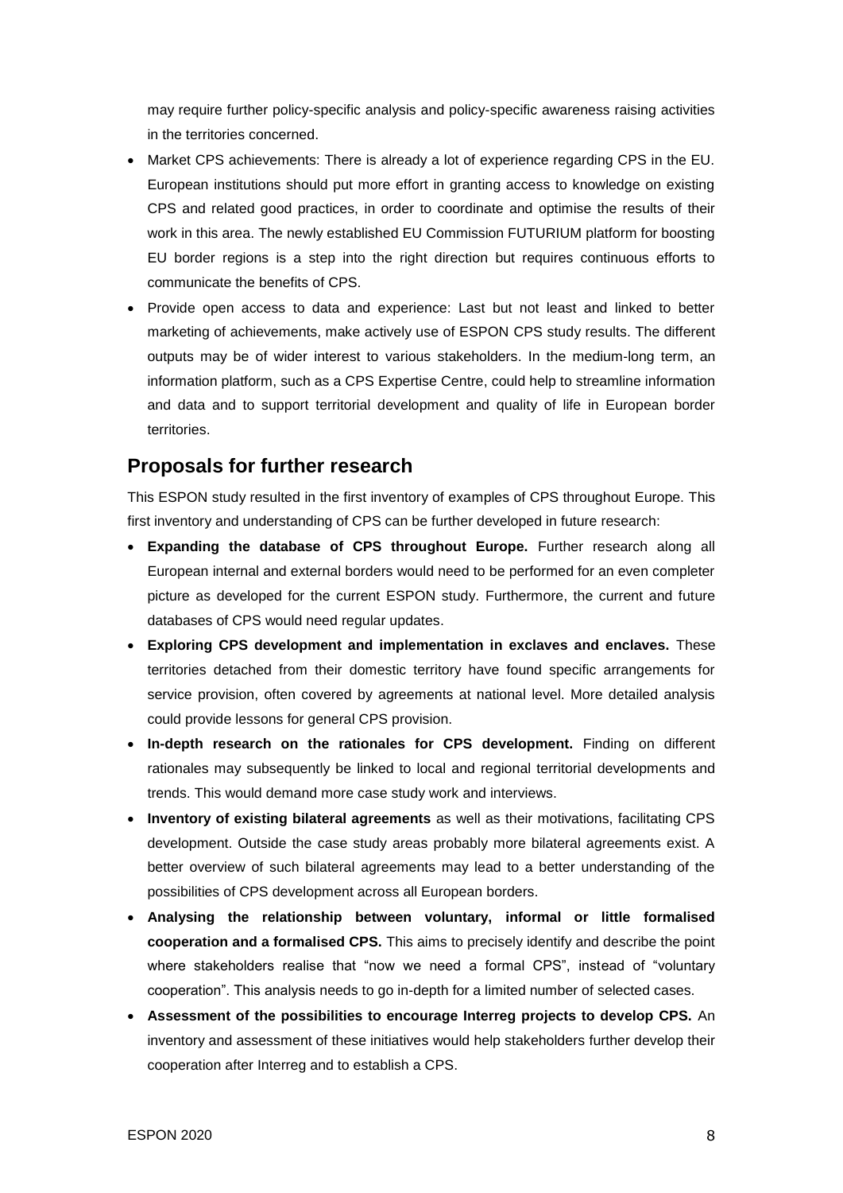may require further policy-specific analysis and policy-specific awareness raising activities in the territories concerned.

- Market CPS achievements: There is already a lot of experience regarding CPS in the EU. European institutions should put more effort in granting access to knowledge on existing CPS and related good practices, in order to coordinate and optimise the results of their work in this area. The newly established EU Commission FUTURIUM platform for boosting EU border regions is a step into the right direction but requires continuous efforts to communicate the benefits of CPS.
- Provide open access to data and experience: Last but not least and linked to better marketing of achievements, make actively use of ESPON CPS study results. The different outputs may be of wider interest to various stakeholders. In the medium-long term, an information platform, such as a CPS Expertise Centre, could help to streamline information and data and to support territorial development and quality of life in European border territories.

## Proposals for further research

This ESPON study resulted in the first inventory of examples of CPS throughout Europe. This first inventory and understanding of CPS can be further developed in future research:

- **Expanding the database of CPS throughout Europe.** Further research along all European internal and external borders would need to be performed for an even completer picture as developed for the current ESPON study. Furthermore, the current and future databases of CPS would need regular updates.
- **Exploring CPS development and implementation in exclaves and enclaves.** These territories detached from their domestic territory have found specific arrangements for service provision, often covered by agreements at national level. More detailed analysis could provide lessons for general CPS provision.
- **In-depth research on the rationales for CPS development.** Finding on different rationales may subsequently be linked to local and regional territorial developments and trends. This would demand more case study work and interviews.
- **Inventory of existing bilateral agreements** as well as their motivations, facilitating CPS development. Outside the case study areas probably more bilateral agreements exist. A better overview of such bilateral agreements may lead to a better understanding of the possibilities of CPS development across all European borders.
- **Analysing the relationship between voluntary, informal or little formalised cooperation and a formalised CPS.** This aims to precisely identify and describe the point where stakeholders realise that "now we need a formal CPS", instead of "voluntary cooperation". This analysis needs to go in-depth for a limited number of selected cases.
- **Assessment of the possibilities to encourage Interreg projects to develop CPS.** An inventory and assessment of these initiatives would help stakeholders further develop their cooperation after Interreg and to establish a CPS.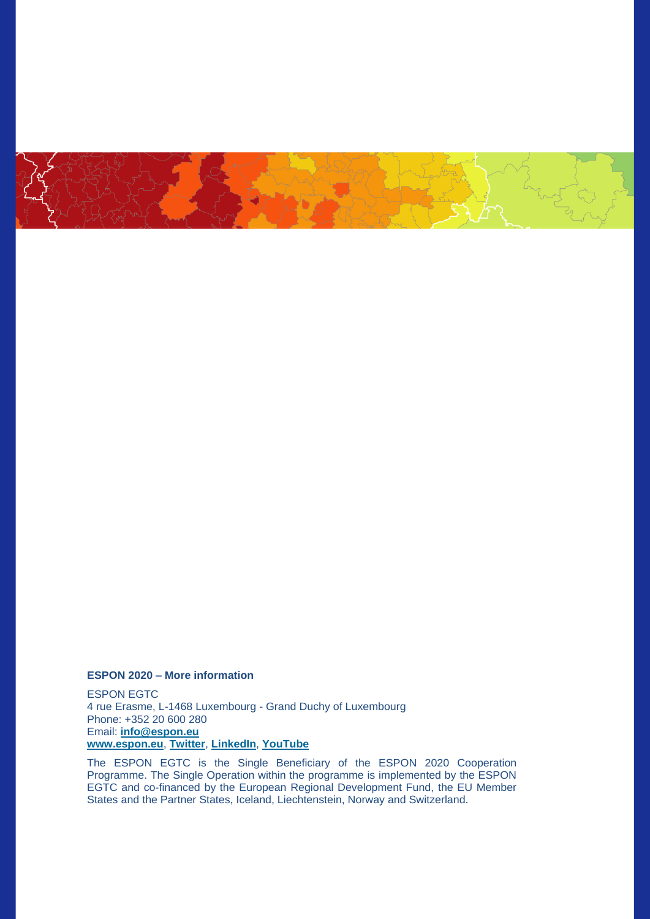**ESPON 2020 – More information**

ESPON EGTC
4 rue Erasme, L-1468 Luxembourg - Grand Duchy of Luxembourg
Phone: +352 20 600 280
Email: **info@espon.eu**
**www.espon.eu**, **Twitter**, **LinkedIn**, **YouTube**

The ESPON EGTC is the Single Beneficiary of the ESPON 2020 Cooperation Programme. The Single Operation within the programme is implemented by the ESPON EGTC and co-financed by the European Regional Development Fund, the EU Member States and the Partner States, Iceland, Liechtenstein, Norway and Switzerland.